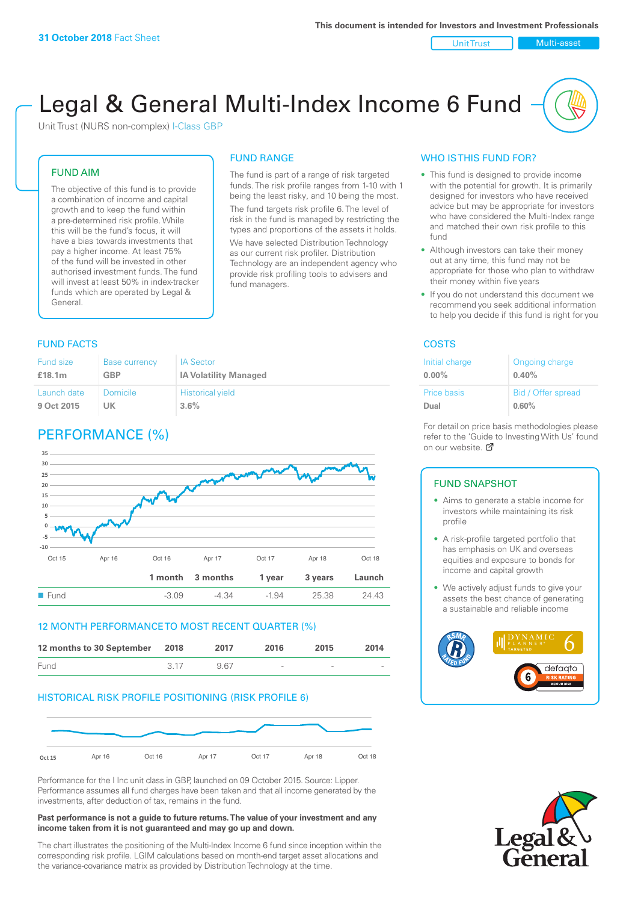**31 October 2018** Fact Sheet

This document is intended for Investors and Investment Professionals

Unit Trust | Multi-asset

# Legal & General Multi-Index Income 6 Fund

Unit Trust (NURS non-complex) I-Class GBP

## FUND AIM

The objective of this fund is to provide a combination of income and capital growth and to keep the fund within a pre-determined risk profile. While this will be the fund's focus, it will have a bias towards investments that pay a higher income. At least 75% of the fund will be invested in other authorised investment funds. The fund will invest at least 50% in index-tracker funds which are operated by Legal & General.

## FUND RANGE

The fund is part of a range of risk targeted funds. The risk profile ranges from 1-10 with 1 being the least risky, and 10 being the most.

The fund targets risk profile 6. The level of risk in the fund is managed by restricting the types and proportions of the assets it holds.

We have selected Distribution Technology as our current risk profiler. Distribution Technology are an independent agency who provide risk profiling tools to advisers and fund managers.

## WHO IS THIS FUND FOR?

- This fund is designed to provide income with the potential for growth. It is primarily designed for investors who have received advice but may be appropriate for investors who have considered the Multi-Index range and matched their own risk profile to this fund
- Although investors can take their money out at any time, this fund may not be appropriate for those who plan to withdraw their money within five years
- If you do not understand this document we recommend you seek additional information to help you decide if this fund is right for you

## FUND FACTS

| Fund size | Base currency | IA Sector |
|---|---|---|
| **£18.1m** | **GBP** | **IA Volatility Managed** |
| **Launch date** | **Domicile** | **Historical yield** |
| **9 Oct 2015** | **UK** | **3.6%** |

## COSTS

| Initial charge | Ongoing charge |
|---|---|
| **0.00%** | **0.40%** |
| **Price basis** | **Bid / Offer spread** |
| **Dual** | **0.60%** |

For detail on price basis methodologies please refer to the 'Guide to Investing With Us' found on our website.

## PERFORMANCE (%)

| | 1 month | 3 months | 1 year | 3 years | Launch |
|---|---|---|---|---|---|
| Fund | -3.09 | -4.34 | -1.94 | 25.38 | 24.43 |

## 12 MONTH PERFORMANCE TO MOST RECENT QUARTER (%)

| 12 months to 30 September | 2018 | 2017 | 2016 | 2015 | 2014 |
|---|---|---|---|---|---|
| Fund | 3.17 | 9.67 | - | - | - |

## HISTORICAL RISK PROFILE POSITIONING (RISK PROFILE 6)

Performance for the I Inc unit class in GBP, launched on 09 October 2015. Source: Lipper. Performance assumes all fund charges have been taken and that all income generated by the investments, after deduction of tax, remains in the fund.

**Past performance is not a guide to future returns. The value of your investment and any income taken from it is not guaranteed and may go up and down.**

The chart illustrates the positioning of the Multi-Index Income 6 fund since inception within the corresponding risk profile. LGIM calculations based on month-end target asset allocations and the variance-covariance matrix as provided by Distribution Technology at the time.

## FUND SNAPSHOT

- Aims to generate a stable income for investors while maintaining its risk profile
- A risk-profile targeted portfolio that has emphasis on UK and overseas equities and exposure to bonds for income and capital growth
- We actively adjust funds to give your assets the best chance of generating a sustainable and reliable income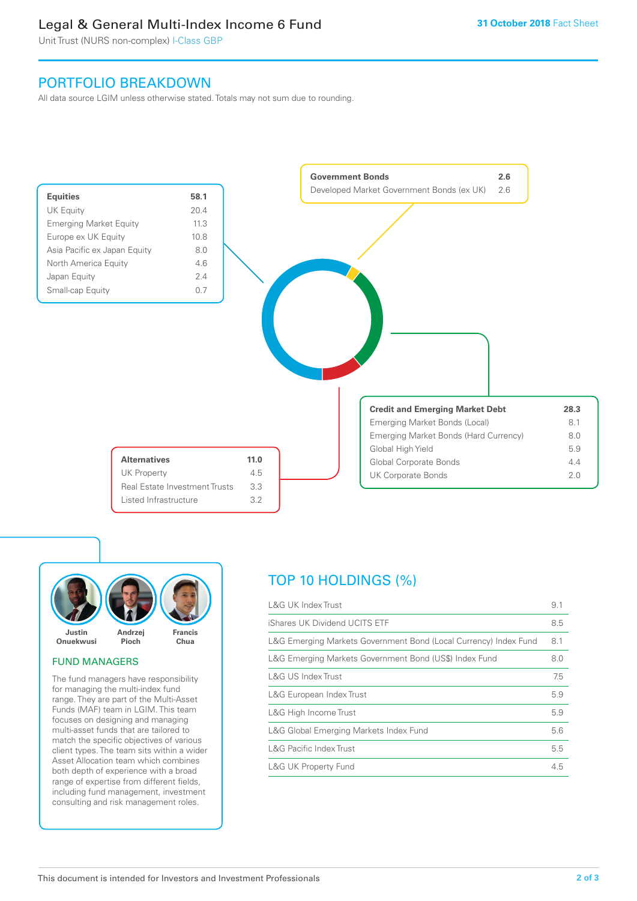# Legal & General Multi-Index Income 6 Fund

Unit Trust (NURS non-complex) I-Class GBP

**31 October 2018** Fact Sheet

## PORTFOLIO BREAKDOWN

All data source LGIM unless otherwise stated. Totals may not sum due to rounding.

| **Equities** | **58.1** |
|---|---|
| UK Equity | 20.4 |
| Emerging Market Equity | 11.3 |
| Europe ex UK Equity | 10.8 |
| Asia Pacific ex Japan Equity | 8.0 |
| North America Equity | 4.6 |
| Japan Equity | 2.4 |
| Small-cap Equity | 0.7 |

| **Government Bonds** | **2.6** |
|---|---|
| Developed Market Government Bonds (ex UK) | 2.6 |

| **Credit and Emerging Market Debt** | **28.3** |
|---|---|
| Emerging Market Bonds (Local) | 8.1 |
| Emerging Market Bonds (Hard Currency) | 8.0 |
| Global High Yield | 5.9 |
| Global Corporate Bonds | 4.4 |
| UK Corporate Bonds | 2.0 |

| **Alternatives** | **11.0** |
|---|---|
| UK Property | 4.5 |
| Real Estate Investment Trusts | 3.3 |
| Listed Infrastructure | 3.2 |

Justin Onuekwusi, Andrzej Pioch, Francis Chua

### FUND MANAGERS

The fund managers have responsibility for managing the multi-index fund range. They are part of the Multi-Asset Funds (MAF) team in LGIM. This team focuses on designing and managing multi-asset funds that are tailored to match the specific objectives of various client types. The team sits within a wider Asset Allocation team which combines both depth of experience with a broad range of expertise from different fields, including fund management, investment consulting and risk management roles.

## TOP 10 HOLDINGS (%)

| Holding | % |
|---|---|
| L&G UK Index Trust | 9.1 |
| iShares UK Dividend UCITS ETF | 8.5 |
| L&G Emerging Markets Government Bond (Local Currency) Index Fund | 8.1 |
| L&G Emerging Markets Government Bond (US$) Index Fund | 8.0 |
| L&G US Index Trust | 7.5 |
| L&G European Index Trust | 5.9 |
| L&G High Income Trust | 5.9 |
| L&G Global Emerging Markets Index Fund | 5.6 |
| L&G Pacific Index Trust | 5.5 |
| L&G UK Property Fund | 4.5 |

This document is intended for Investors and Investment Professionals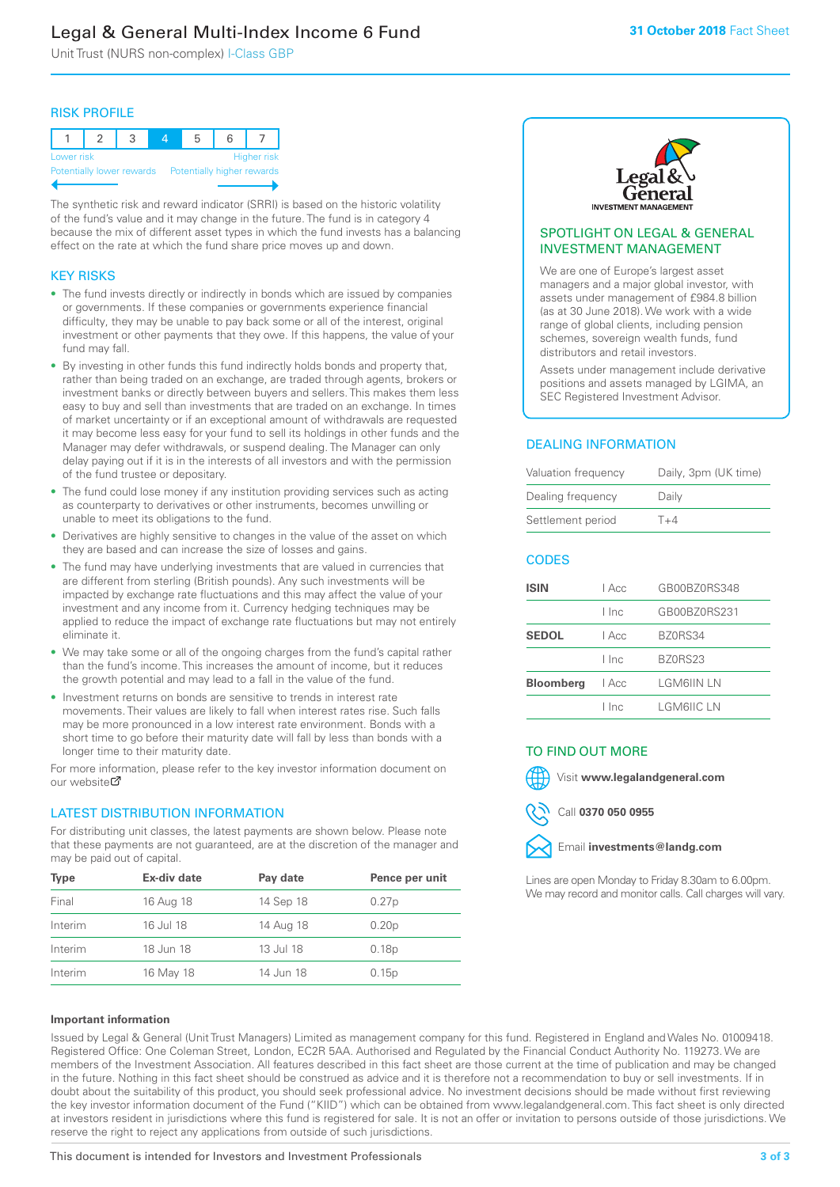# Legal & General Multi-Index Income 6 Fund

Unit Trust (NURS non-complex) I-Class GBP

**31 October 2018** Fact Sheet

## RISK PROFILE

| 1 | 2 | 3 | 4 | 5 | 6 | 7 |
|---|---|---|---|---|---|---|

Lower risk — Higher risk

Potentially lower rewards — Potentially higher rewards

The synthetic risk and reward indicator (SRRI) is based on the historic volatility of the fund's value and it may change in the future. The fund is in category 4 because the mix of different asset types in which the fund invests has a balancing effect on the rate at which the fund share price moves up and down.

## KEY RISKS

- The fund invests directly or indirectly in bonds which are issued by companies or governments. If these companies or governments experience financial difficulty, they may be unable to pay back some or all of the interest, original investment or other payments that they owe. If this happens, the value of your fund may fall.
- By investing in other funds this fund indirectly holds bonds and property that, rather than being traded on an exchange, are traded through agents, brokers or investment banks or directly between buyers and sellers. This makes them less easy to buy and sell than investments that are traded on an exchange. In times of market uncertainty or if an exceptional amount of withdrawals are requested it may become less easy for your fund to sell its holdings in other funds and the Manager may defer withdrawals, or suspend dealing. The Manager can only delay paying out if it is in the interests of all investors and with the permission of the fund trustee or depositary.
- The fund could lose money if any institution providing services such as acting as counterparty to derivatives or other instruments, becomes unwilling or unable to meet its obligations to the fund.
- Derivatives are highly sensitive to changes in the value of the asset on which they are based and can increase the size of losses and gains.
- The fund may have underlying investments that are valued in currencies that are different from sterling (British pounds). Any such investments will be impacted by exchange rate fluctuations and this may affect the value of your investment and any income from it. Currency hedging techniques may be applied to reduce the impact of exchange rate fluctuations but may not entirely eliminate it.
- We may take some or all of the ongoing charges from the fund's capital rather than the fund's income. This increases the amount of income, but it reduces the growth potential and may lead to a fall in the value of the fund.
- Investment returns on bonds are sensitive to trends in interest rate movements. Their values are likely to fall when interest rates rise. Such falls may be more pronounced in a low interest rate environment. Bonds with a short time to go before their maturity date will fall by less than bonds with a longer time to their maturity date.

For more information, please refer to the key investor information document on our website

## LATEST DISTRIBUTION INFORMATION

For distributing unit classes, the latest payments are shown below. Please note that these payments are not guaranteed, are at the discretion of the manager and may be paid out of capital.

| Type | Ex-div date | Pay date | Pence per unit |
|---|---|---|---|
| Final | 16 Aug 18 | 14 Sep 18 | 0.27p |
| Interim | 16 Jul 18 | 14 Aug 18 | 0.20p |
| Interim | 18 Jun 18 | 13 Jul 18 | 0.18p |
| Interim | 16 May 18 | 14 Jun 18 | 0.15p |

## SPOTLIGHT ON LEGAL & GENERAL INVESTMENT MANAGEMENT

We are one of Europe's largest asset managers and a major global investor, with assets under management of £984.8 billion (as at 30 June 2018). We work with a wide range of global clients, including pension schemes, sovereign wealth funds, fund distributors and retail investors.

Assets under management include derivative positions and assets managed by LGIMA, an SEC Registered Investment Advisor.

## DEALING INFORMATION

| | |
|---|---|
| Valuation frequency | Daily, 3pm (UK time) |
| Dealing frequency | Daily |
| Settlement period | T+4 |

## CODES

| | | |
|---|---|---|
| **ISIN** | I Acc | GB00BZ0RS348 |
| | I Inc | GB00BZ0RS231 |
| **SEDOL** | I Acc | BZ0RS34 |
| | I Inc | BZ0RS23 |
| **Bloomberg** | I Acc | LGM6IIN LN |
| | I Inc | LGM6IIC LN |

## TO FIND OUT MORE

Visit **www.legalandgeneral.com**

Call **0370 050 0955**

Email **investments@landg.com**

Lines are open Monday to Friday 8.30am to 6.00pm. We may record and monitor calls. Call charges will vary.

**Important information**

Issued by Legal & General (Unit Trust Managers) Limited as management company for this fund. Registered in England and Wales No. 01009418. Registered Office: One Coleman Street, London, EC2R 5AA. Authorised and Regulated by the Financial Conduct Authority No. 119273. We are members of the Investment Association. All features described in this fact sheet are those current at the time of publication and may be changed in the future. Nothing in this fact sheet should be construed as advice and it is therefore not a recommendation to buy or sell investments. If in doubt about the suitability of this product, you should seek professional advice. No investment decisions should be made without first reviewing the key investor information document of the Fund ("KIID") which can be obtained from www.legalandgeneral.com. This fact sheet is only directed at investors resident in jurisdictions where this fund is registered for sale. It is not an offer or invitation to persons outside of those jurisdictions. We reserve the right to reject any applications from outside of such jurisdictions.

This document is intended for Investors and Investment Professionals